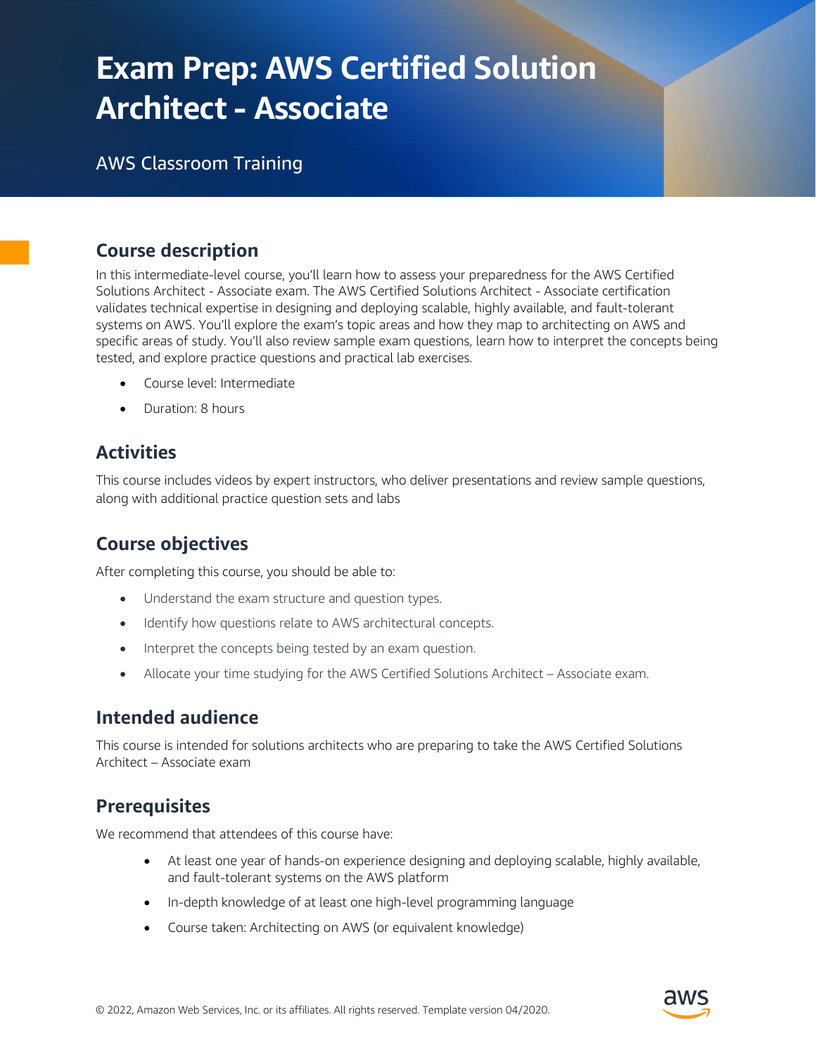# Exam Prep: AWS Certified Solution Architect - Associate

AWS Classroom Training

## Course description

In this intermediate-level course, you'll learn how to assess your preparedness for the AWS Certified Solutions Architect - Associate exam. The AWS Certified Solutions Architect - Associate certification validates technical expertise in designing and deploying scalable, highly available, and fault-tolerant systems on AWS. You'll explore the exam's topic areas and how they map to architecting on AWS and specific areas of study. You'll also review sample exam questions, learn how to interpret the concepts being tested, and explore practice questions and practical lab exercises.

- Course level: Intermediate
- Duration: 8 hours

## Activities

This course includes videos by expert instructors, who deliver presentations and review sample questions, along with additional practice question sets and labs

## Course objectives

After completing this course, you should be able to:

- Understand the exam structure and question types.
- Identify how questions relate to AWS architectural concepts.
- Interpret the concepts being tested by an exam question.
- Allocate your time studying for the AWS Certified Solutions Architect – Associate exam.

## Intended audience

This course is intended for solutions architects who are preparing to take the AWS Certified Solutions Architect – Associate exam

## Prerequisites

We recommend that attendees of this course have:

- At least one year of hands-on experience designing and deploying scalable, highly available, and fault-tolerant systems on the AWS platform
- In-depth knowledge of at least one high-level programming language
- Course taken: Architecting on AWS (or equivalent knowledge)

© 2022, Amazon Web Services, Inc. or its affiliates. All rights reserved. Template version 04/2020.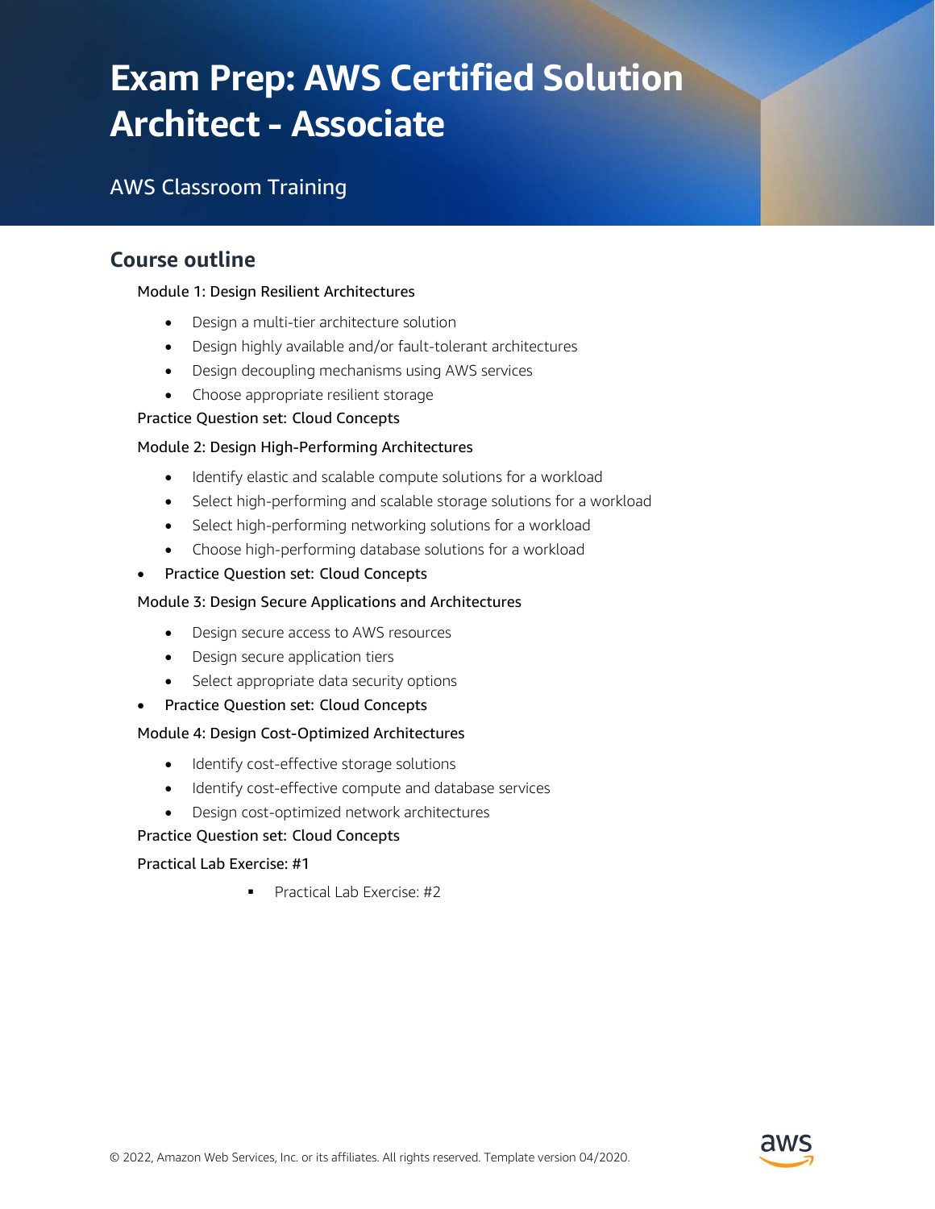# Exam Prep: AWS Certified Solution Architect - Associate

AWS Classroom Training

## Course outline

Module 1: Design Resilient Architectures

- Design a multi-tier architecture solution
- Design highly available and/or fault-tolerant architectures
- Design decoupling mechanisms using AWS services
- Choose appropriate resilient storage

Practice Question set: Cloud Concepts

Module 2: Design High-Performing Architectures

- Identify elastic and scalable compute solutions for a workload
- Select high-performing and scalable storage solutions for a workload
- Select high-performing networking solutions for a workload
- Choose high-performing database solutions for a workload

- Practice Question set: Cloud Concepts

Module 3: Design Secure Applications and Architectures

- Design secure access to AWS resources
- Design secure application tiers
- Select appropriate data security options

- Practice Question set: Cloud Concepts

Module 4: Design Cost-Optimized Architectures

- Identify cost-effective storage solutions
- Identify cost-effective compute and database services
- Design cost-optimized network architectures

Practice Question set: Cloud Concepts

Practical Lab Exercise: #1

- Practical Lab Exercise: #2

© 2022, Amazon Web Services, Inc. or its affiliates. All rights reserved. Template version 04/2020.